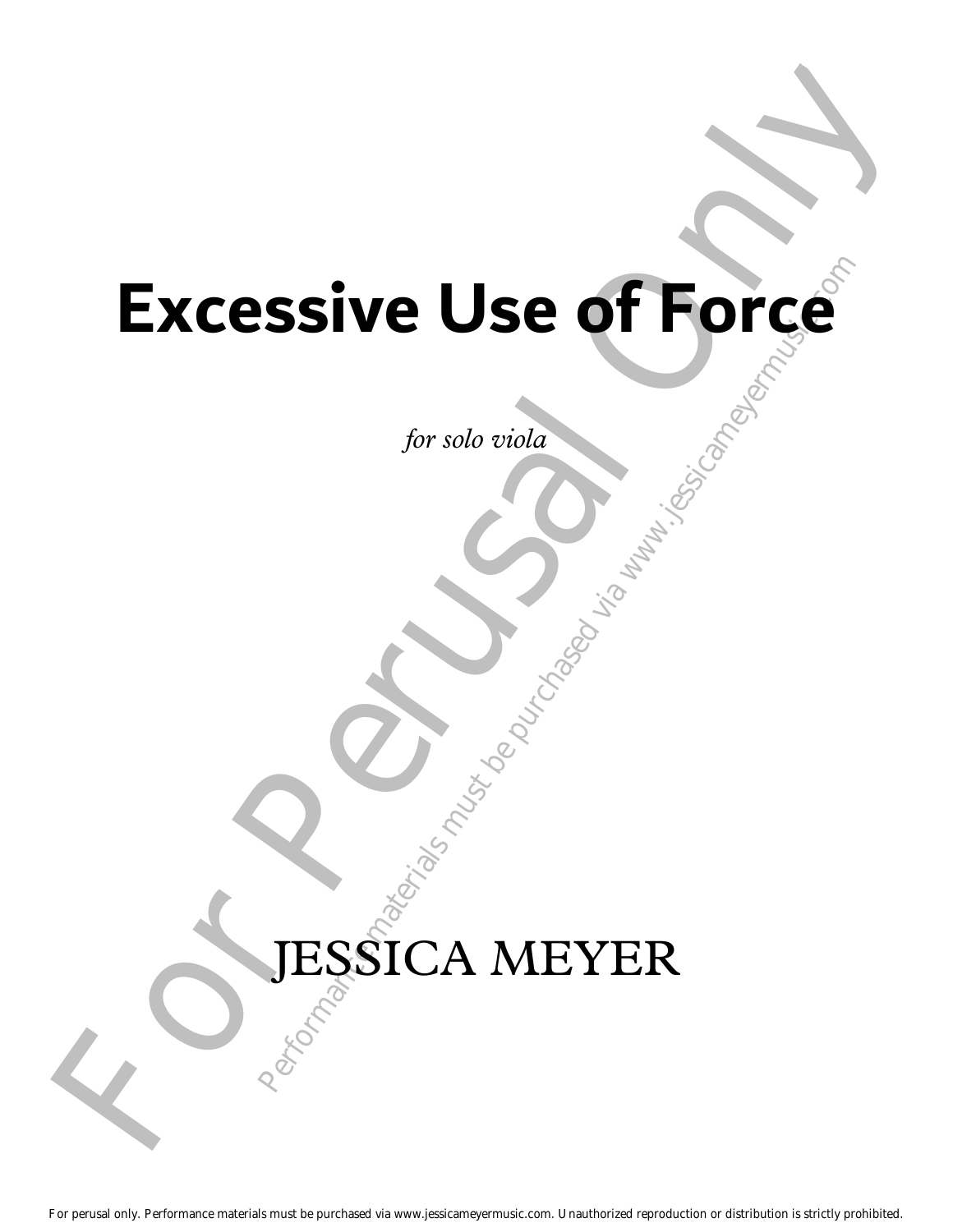# Excessive Use of Force

*for solo viola*

JESSICA MEYER

For perusal only. Performance materials must be purchased via www.jessicameyermusic.com. Unauthorized reproduction or distribution is strictly prohibited.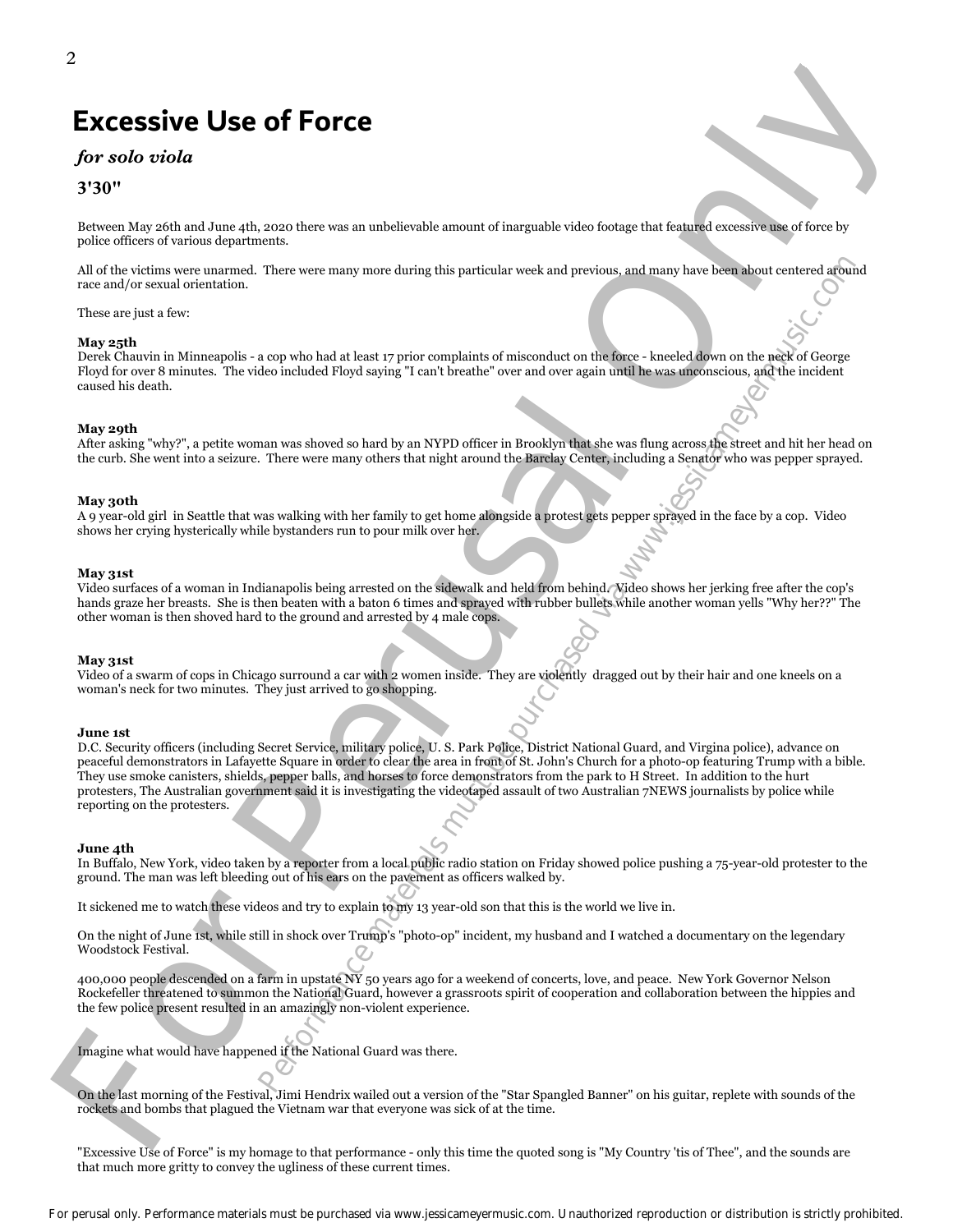# Excessive Use of Force

***for solo viola***

**3'30"**

Between May 26th and June 4th, 2020 there was an unbelievable amount of inarguable video footage that featured excessive use of force by police officers of various departments.

All of the victims were unarmed. There were many more during this particular week and previous, and many have been about centered around race and/or sexual orientation.

These are just a few:

**May 25th**
Derek Chauvin in Minneapolis - a cop who had at least 17 prior complaints of misconduct on the force - kneeled down on the neck of George Floyd for over 8 minutes. The video included Floyd saying "I can't breathe" over and over again until he was unconscious, and the incident caused his death.

**May 29th**
After asking "why?", a petite woman was shoved so hard by an NYPD officer in Brooklyn that she was flung across the street and hit her head on the curb. She went into a seizure. There were many others that night around the Barclay Center, including a Senator who was pepper sprayed.

**May 30th**
A 9 year-old girl in Seattle that was walking with her family to get home alongside a protest gets pepper sprayed in the face by a cop. Video shows her crying hysterically while bystanders run to pour milk over her.

**May 31st**
Video surfaces of a woman in Indianapolis being arrested on the sidewalk and held from behind. Video shows her jerking free after the cop's hands graze her breasts. She is then beaten with a baton 6 times and sprayed with rubber bullets while another woman yells "Why her??" The other woman is then shoved hard to the ground and arrested by 4 male cops.

**May 31st**
Video of a swarm of cops in Chicago surround a car with 2 women inside. They are violently dragged out by their hair and one kneels on a woman's neck for two minutes. They just arrived to go shopping.

**June 1st**
D.C. Security officers (including Secret Service, military police, U. S. Park Police, District National Guard, and Virgina police), advance on peaceful demonstrators in Lafayette Square in order to clear the area in front of St. John's Church for a photo-op featuring Trump with a bible. They use smoke canisters, shields, pepper balls, and horses to force demonstrators from the park to H Street. In addition to the hurt protesters, The Australian government said it is investigating the videotaped assault of two Australian 7NEWS journalists by police while reporting on the protesters.

**June 4th**
In Buffalo, New York, video taken by a reporter from a local public radio station on Friday showed police pushing a 75-year-old protester to the ground. The man was left bleeding out of his ears on the pavement as officers walked by.

It sickened me to watch these videos and try to explain to my 13 year-old son that this is the world we live in.

On the night of June 1st, while still in shock over Trump's "photo-op" incident, my husband and I watched a documentary on the legendary Woodstock Festival.

400,000 people descended on a farm in upstate NY 50 years ago for a weekend of concerts, love, and peace. New York Governor Nelson Rockefeller threatened to summon the National Guard, however a grassroots spirit of cooperation and collaboration between the hippies and the few police present resulted in an amazingly non-violent experience.

Imagine what would have happened if the National Guard was there.

On the last morning of the Festival, Jimi Hendrix wailed out a version of the "Star Spangled Banner" on his guitar, replete with sounds of the rockets and bombs that plagued the Vietnam war that everyone was sick of at the time.

"Excessive Use of Force" is my homage to that performance - only this time the quoted song is "My Country 'tis of Thee", and the sounds are that much more gritty to convey the ugliness of these current times.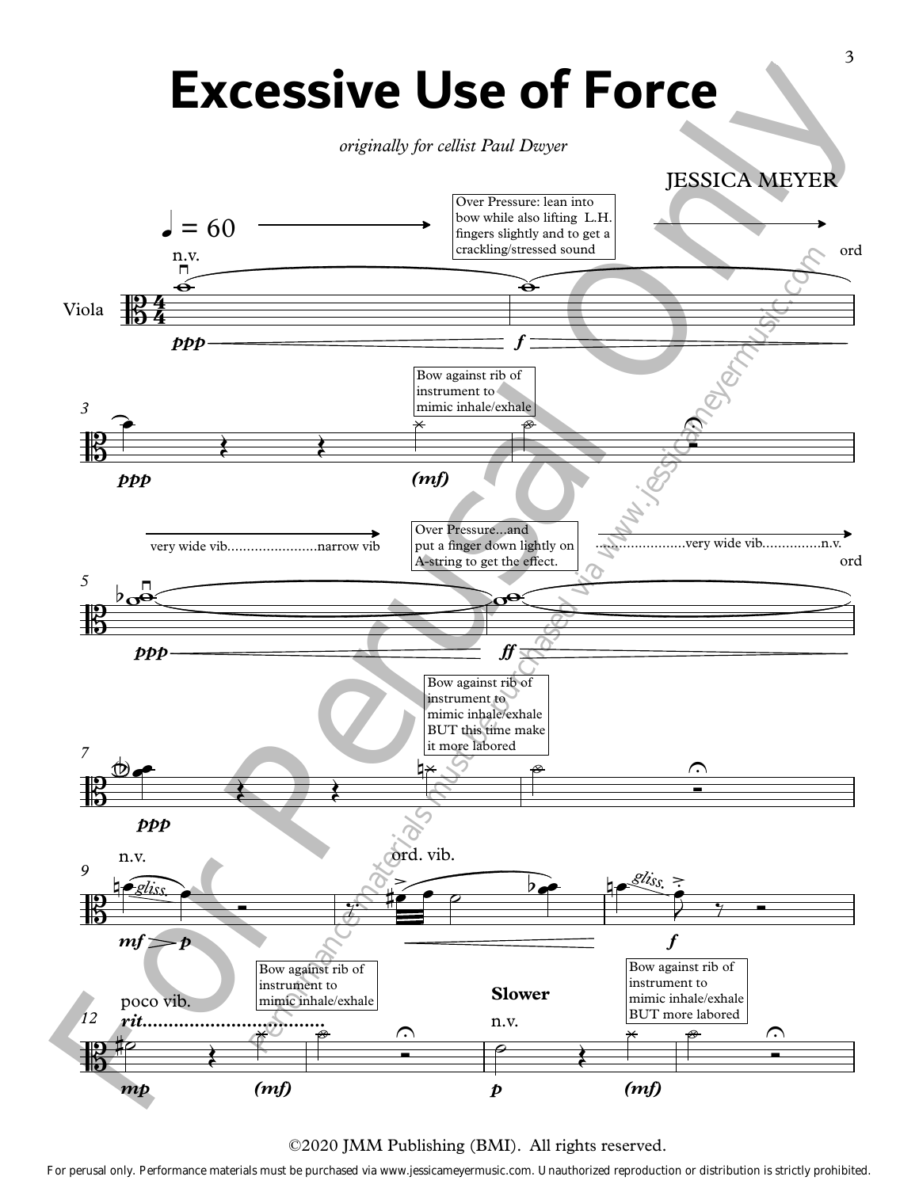# Excessive Use of Force

*originally for cellist Paul Dwyer*

JESSICA MEYER

♩ = 60

Viola

Over Pressure: lean into bow while also lifting L.H. fingers slightly and to get a crackling/stressed sound

n.v. — ord

*ppp* — *f*

Bow against rib of instrument to mimic inhale/exhale

*ppp* *(mf)*

very wide vib.......................narrow vib

Over Pressure...and put a finger down lightly on A-string to get the effect.

.......................very wide vib...............n.v. — ord

*ppp* — *ff*

Bow against rib of instrument to mimic inhale/exhale BUT this time make it more labored

*ppp*

n.v. *gliss.* — ord. vib. — *gliss.*

*mf* — *p* — *f*

poco vib. *rit.*..................................

Bow against rib of instrument to mimic inhale/exhale

*mp* *(mf)*

**Slower**

n.v.

Bow against rib of instrument to mimic inhale/exhale BUT more labored

*p* *(mf)*

©2020 JMM Publishing (BMI). All rights reserved.

For perusal only. Performance materials must be purchased via www.jessicameyermusic.com. Unauthorized reproduction or distribution is strictly prohibited.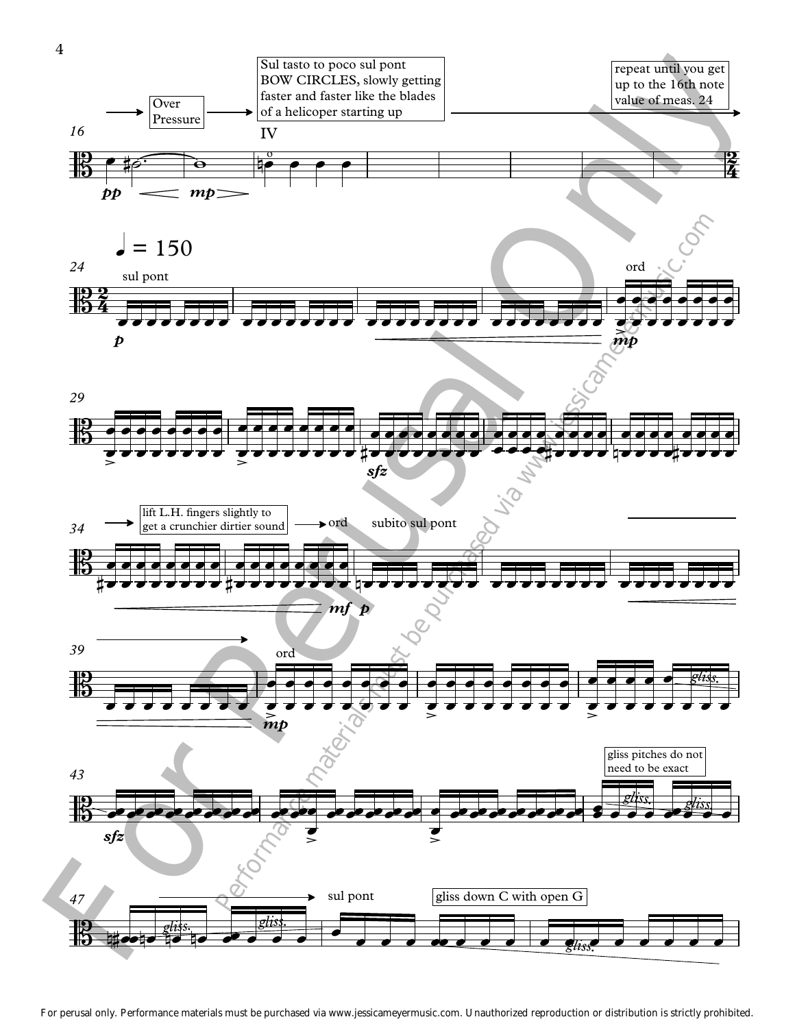Over Pressure

Sul tasto to poco sul pont
BOW CIRCLES, slowly getting faster and faster like the blades of a helicoper starting up

repeat until you get up to the 16th note value of meas. 24

IV

♩ = 150

sul pont

ord

lift L.H. fingers slightly to get a crunchier dirtier sound

ord

subito sul pont

ord

gliss pitches do not need to be exact

sul pont

gliss down C with open G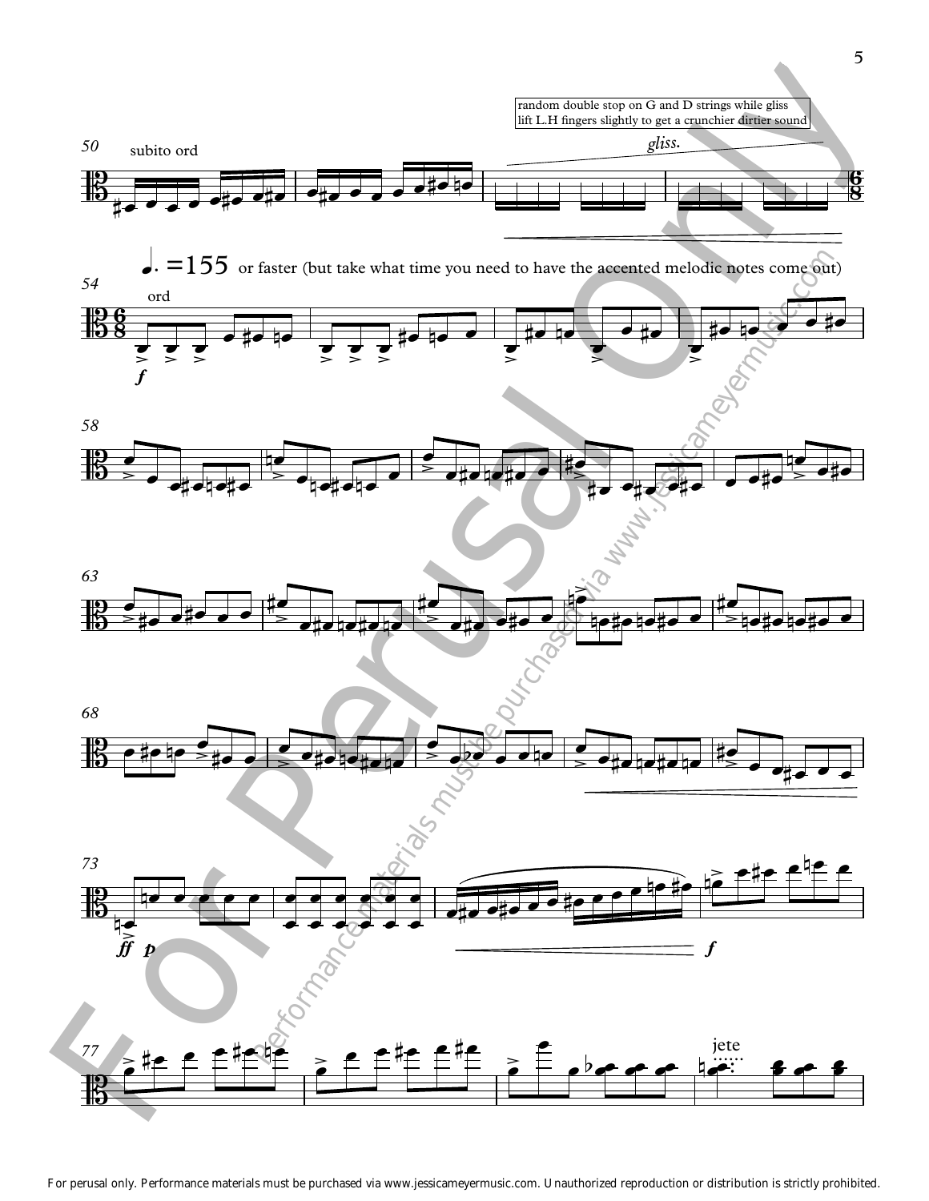random double stop on G and D strings while gliss
lift L.H fingers slightly to get a crunchier dirtier sound

50 subito ord

*gliss.*

♩. =155 or faster (but take what time you need to have the accented melodic notes come out)

54 ord

*f*

58

63

68

73

*ff* *p*

*f*

77

jete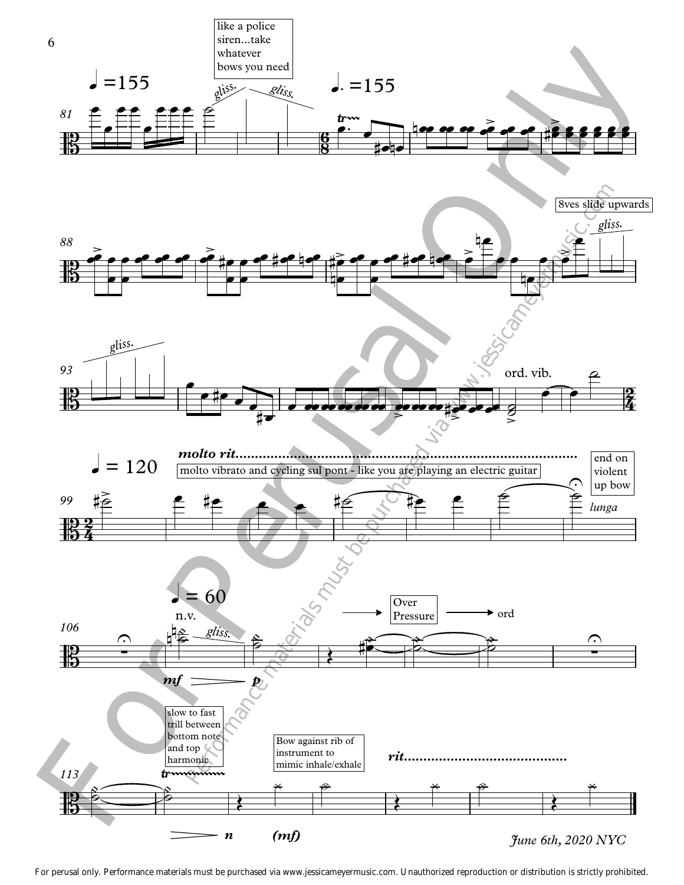like a police siren...take whatever bows you need

8ves slide upwards

molto vibrato and cycling sul pont - like you are playing an electric guitar

end on violent up bow

Over Pressure

ord

slow to fast trill between bottom note and top harmonic

Bow against rib of instrument to mimic inhale/exhale

*June 6th, 2020 NYC*

For perusal only. Performance materials must be purchased via www.jessicameyermusic.com. Unauthorized reproduction or distribution is strictly prohibited.